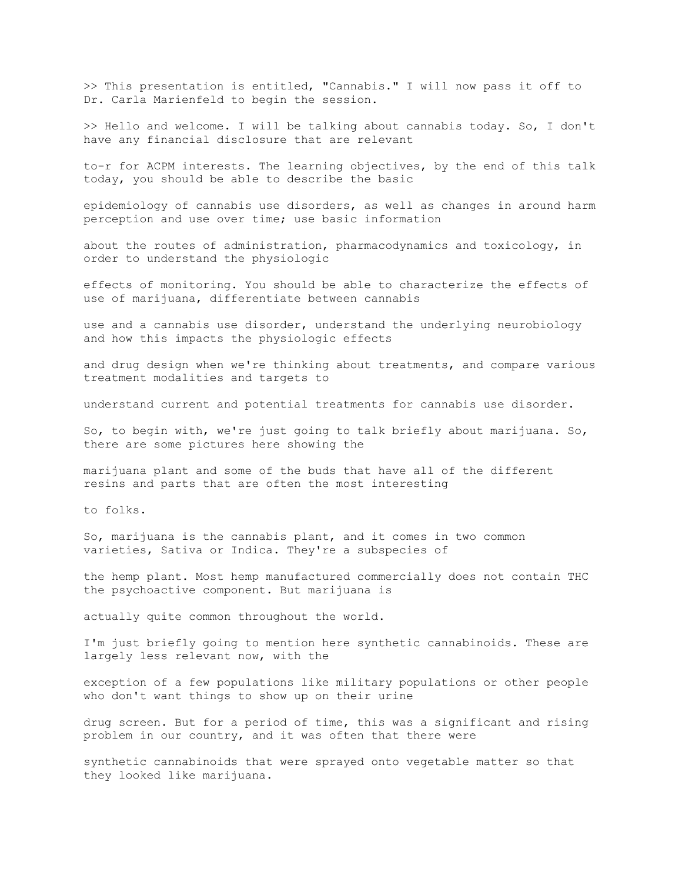>> This presentation is entitled, "Cannabis." I will now pass it off to Dr. Carla Marienfeld to begin the session.

>> Hello and welcome. I will be talking about cannabis today. So, I don't have any financial disclosure that are relevant

to-r for ACPM interests. The learning objectives, by the end of this talk today, you should be able to describe the basic

epidemiology of cannabis use disorders, as well as changes in around harm perception and use over time; use basic information

about the routes of administration, pharmacodynamics and toxicology, in order to understand the physiologic

effects of monitoring. You should be able to characterize the effects of use of marijuana, differentiate between cannabis

use and a cannabis use disorder, understand the underlying neurobiology and how this impacts the physiologic effects

and drug design when we're thinking about treatments, and compare various treatment modalities and targets to

understand current and potential treatments for cannabis use disorder.

So, to begin with, we're just going to talk briefly about marijuana. So, there are some pictures here showing the

marijuana plant and some of the buds that have all of the different resins and parts that are often the most interesting

to folks.

So, marijuana is the cannabis plant, and it comes in two common varieties, Sativa or Indica. They're a subspecies of

the hemp plant. Most hemp manufactured commercially does not contain THC the psychoactive component. But marijuana is

actually quite common throughout the world.

I'm just briefly going to mention here synthetic cannabinoids. These are largely less relevant now, with the

exception of a few populations like military populations or other people who don't want things to show up on their urine

drug screen. But for a period of time, this was a significant and rising problem in our country, and it was often that there were

synthetic cannabinoids that were sprayed onto vegetable matter so that they looked like marijuana.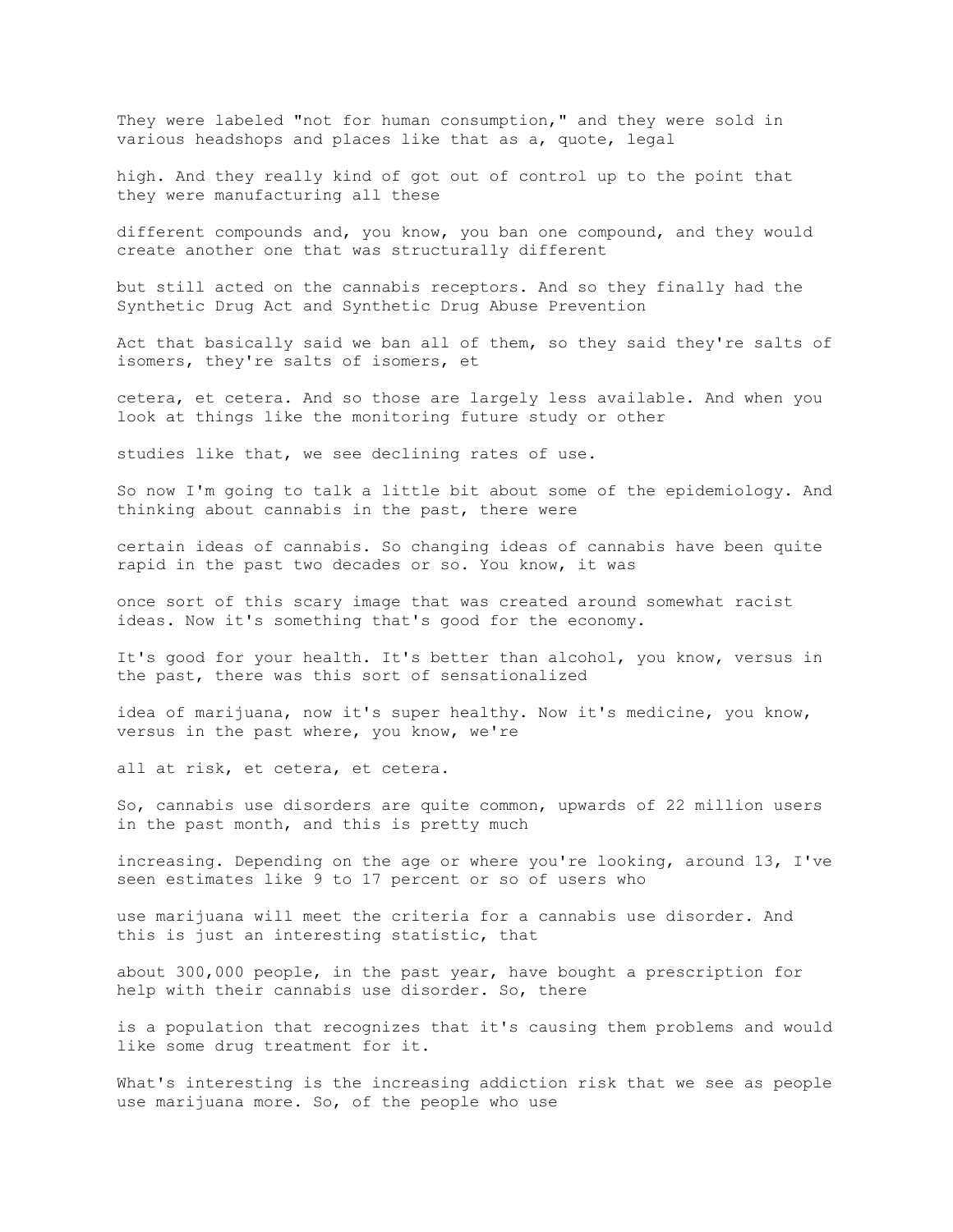They were labeled "not for human consumption," and they were sold in various headshops and places like that as a, quote, legal high. And they really kind of got out of control up to the point that they were manufacturing all these different compounds and, you know, you ban one compound, and they would create another one that was structurally different but still acted on the cannabis receptors. And so they finally had the Synthetic Drug Act and Synthetic Drug Abuse Prevention Act that basically said we ban all of them, so they said they're salts of isomers, they're salts of isomers, et cetera, et cetera. And so those are largely less available. And when you look at things like the monitoring future study or other studies like that, we see declining rates of use.

So now I'm going to talk a little bit about some of the epidemiology. And thinking about cannabis in the past, there were certain ideas of cannabis. So changing ideas of cannabis have been quite rapid in the past two decades or so. You know, it was once sort of this scary image that was created around somewhat racist ideas. Now it's something that's good for the economy. It's good for your health. It's better than alcohol, you know, versus in the past, there was this sort of sensationalized idea of marijuana, now it's super healthy. Now it's medicine, you know, versus in the past where, you know, we're all at risk, et cetera, et cetera.

So, cannabis use disorders are quite common, upwards of 22 million users in the past month, and this is pretty much increasing. Depending on the age or where you're looking, around 13, I've seen estimates like 9 to 17 percent or so of users who use marijuana will meet the criteria for a cannabis use disorder. And this is just an interesting statistic, that about 300,000 people, in the past year, have bought a prescription for help with their cannabis use disorder. So, there is a population that recognizes that it's causing them problems and would like some drug treatment for it.

What's interesting is the increasing addiction risk that we see as people use marijuana more. So, of the people who use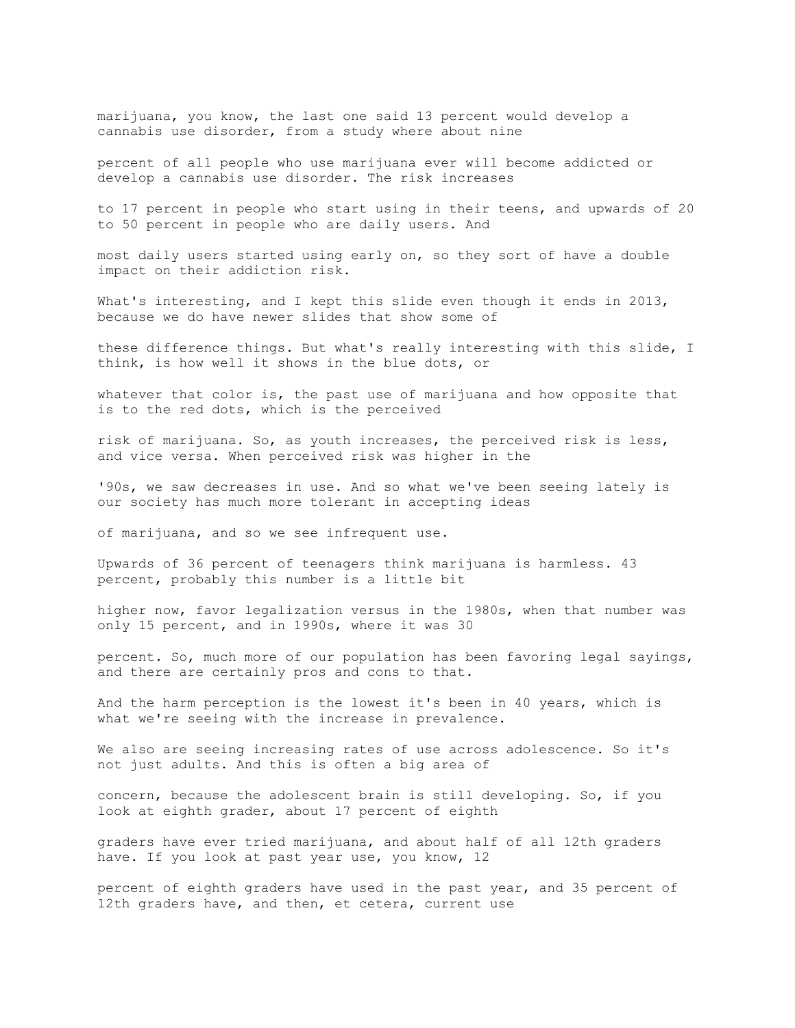marijuana, you know, the last one said 13 percent would develop a cannabis use disorder, from a study where about nine

percent of all people who use marijuana ever will become addicted or develop a cannabis use disorder. The risk increases

to 17 percent in people who start using in their teens, and upwards of 20 to 50 percent in people who are daily users. And

most daily users started using early on, so they sort of have a double impact on their addiction risk.

What's interesting, and I kept this slide even though it ends in 2013, because we do have newer slides that show some of

these difference things. But what's really interesting with this slide, I think, is how well it shows in the blue dots, or

whatever that color is, the past use of marijuana and how opposite that is to the red dots, which is the perceived

risk of marijuana. So, as youth increases, the perceived risk is less, and vice versa. When perceived risk was higher in the

'90s, we saw decreases in use. And so what we've been seeing lately is our society has much more tolerant in accepting ideas

of marijuana, and so we see infrequent use.

Upwards of 36 percent of teenagers think marijuana is harmless. 43 percent, probably this number is a little bit

higher now, favor legalization versus in the 1980s, when that number was only 15 percent, and in 1990s, where it was 30

percent. So, much more of our population has been favoring legal sayings, and there are certainly pros and cons to that.

And the harm perception is the lowest it's been in 40 years, which is what we're seeing with the increase in prevalence.

We also are seeing increasing rates of use across adolescence. So it's not just adults. And this is often a big area of

concern, because the adolescent brain is still developing. So, if you look at eighth grader, about 17 percent of eighth

graders have ever tried marijuana, and about half of all 12th graders have. If you look at past year use, you know, 12

percent of eighth graders have used in the past year, and 35 percent of 12th graders have, and then, et cetera, current use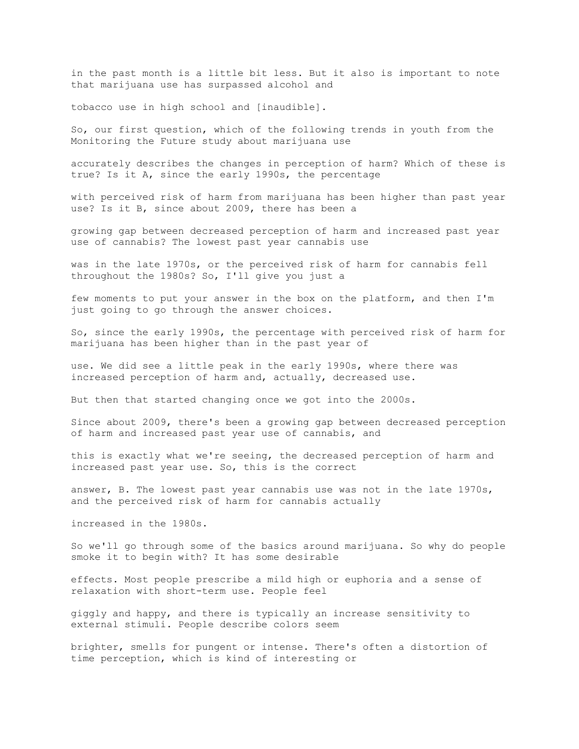in the past month is a little bit less. But it also is important to note that marijuana use has surpassed alcohol and

tobacco use in high school and [inaudible].

So, our first question, which of the following trends in youth from the Monitoring the Future study about marijuana use

accurately describes the changes in perception of harm? Which of these is true? Is it A, since the early 1990s, the percentage

with perceived risk of harm from marijuana has been higher than past year use? Is it B, since about 2009, there has been a

growing gap between decreased perception of harm and increased past year use of cannabis? The lowest past year cannabis use

was in the late 1970s, or the perceived risk of harm for cannabis fell throughout the 1980s? So, I'll give you just a

few moments to put your answer in the box on the platform, and then I'm just going to go through the answer choices.

So, since the early 1990s, the percentage with perceived risk of harm for marijuana has been higher than in the past year of

use. We did see a little peak in the early 1990s, where there was increased perception of harm and, actually, decreased use.

But then that started changing once we got into the 2000s.

Since about 2009, there's been a growing gap between decreased perception of harm and increased past year use of cannabis, and

this is exactly what we're seeing, the decreased perception of harm and increased past year use. So, this is the correct

answer, B. The lowest past year cannabis use was not in the late 1970s, and the perceived risk of harm for cannabis actually

increased in the 1980s.

So we'll go through some of the basics around marijuana. So why do people smoke it to begin with? It has some desirable

effects. Most people prescribe a mild high or euphoria and a sense of relaxation with short-term use. People feel

giggly and happy, and there is typically an increase sensitivity to external stimuli. People describe colors seem

brighter, smells for pungent or intense. There's often a distortion of time perception, which is kind of interesting or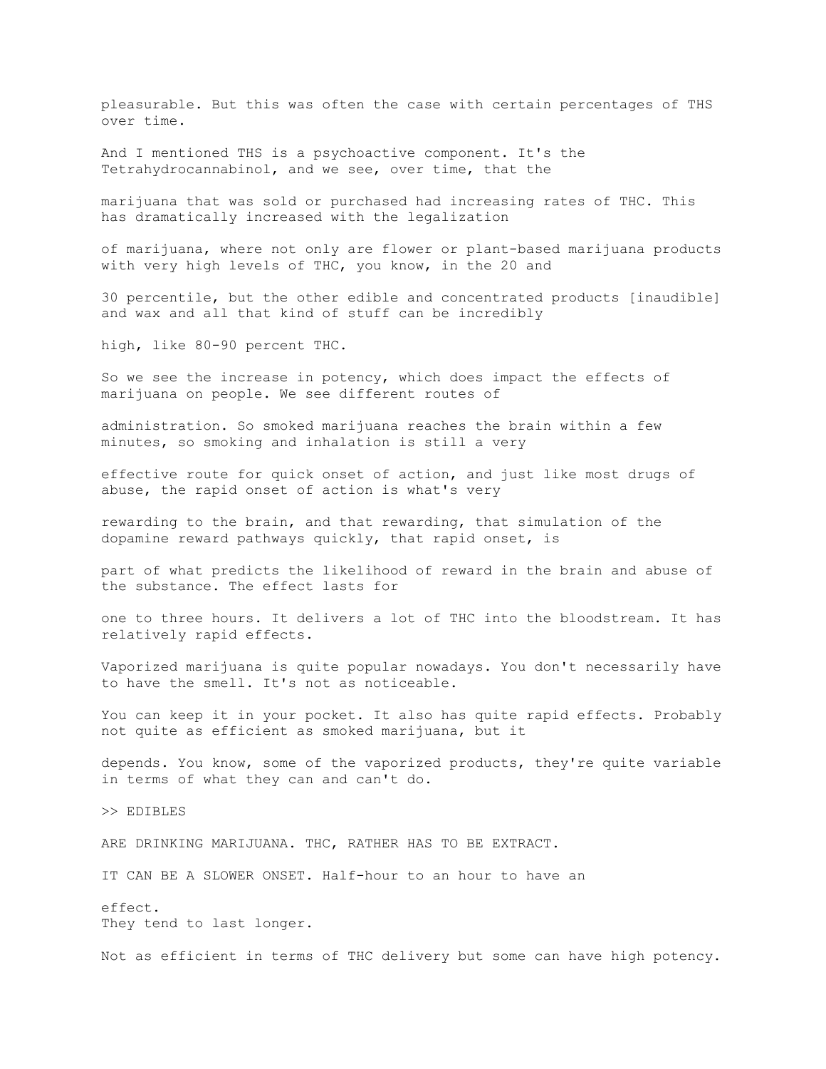pleasurable. But this was often the case with certain percentages of THS over time.

And I mentioned THS is a psychoactive component. It's the Tetrahydrocannabinol, and we see, over time, that the

marijuana that was sold or purchased had increasing rates of THC. This has dramatically increased with the legalization

of marijuana, where not only are flower or plant-based marijuana products with very high levels of THC, you know, in the 20 and

30 percentile, but the other edible and concentrated products [inaudible] and wax and all that kind of stuff can be incredibly

high, like 80-90 percent THC.

So we see the increase in potency, which does impact the effects of marijuana on people. We see different routes of

administration. So smoked marijuana reaches the brain within a few minutes, so smoking and inhalation is still a very

effective route for quick onset of action, and just like most drugs of abuse, the rapid onset of action is what's very

rewarding to the brain, and that rewarding, that simulation of the dopamine reward pathways quickly, that rapid onset, is

part of what predicts the likelihood of reward in the brain and abuse of the substance. The effect lasts for

one to three hours. It delivers a lot of THC into the bloodstream. It has relatively rapid effects.

Vaporized marijuana is quite popular nowadays. You don't necessarily have to have the smell. It's not as noticeable.

You can keep it in your pocket. It also has quite rapid effects. Probably not quite as efficient as smoked marijuana, but it

depends. You know, some of the vaporized products, they're quite variable in terms of what they can and can't do.

>> EDIBLES

ARE DRINKING MARIJUANA. THC, RATHER HAS TO BE EXTRACT.

IT CAN BE A SLOWER ONSET. Half-hour to an hour to have an

effect.
They tend to last longer.

Not as efficient in terms of THC delivery but some can have high potency.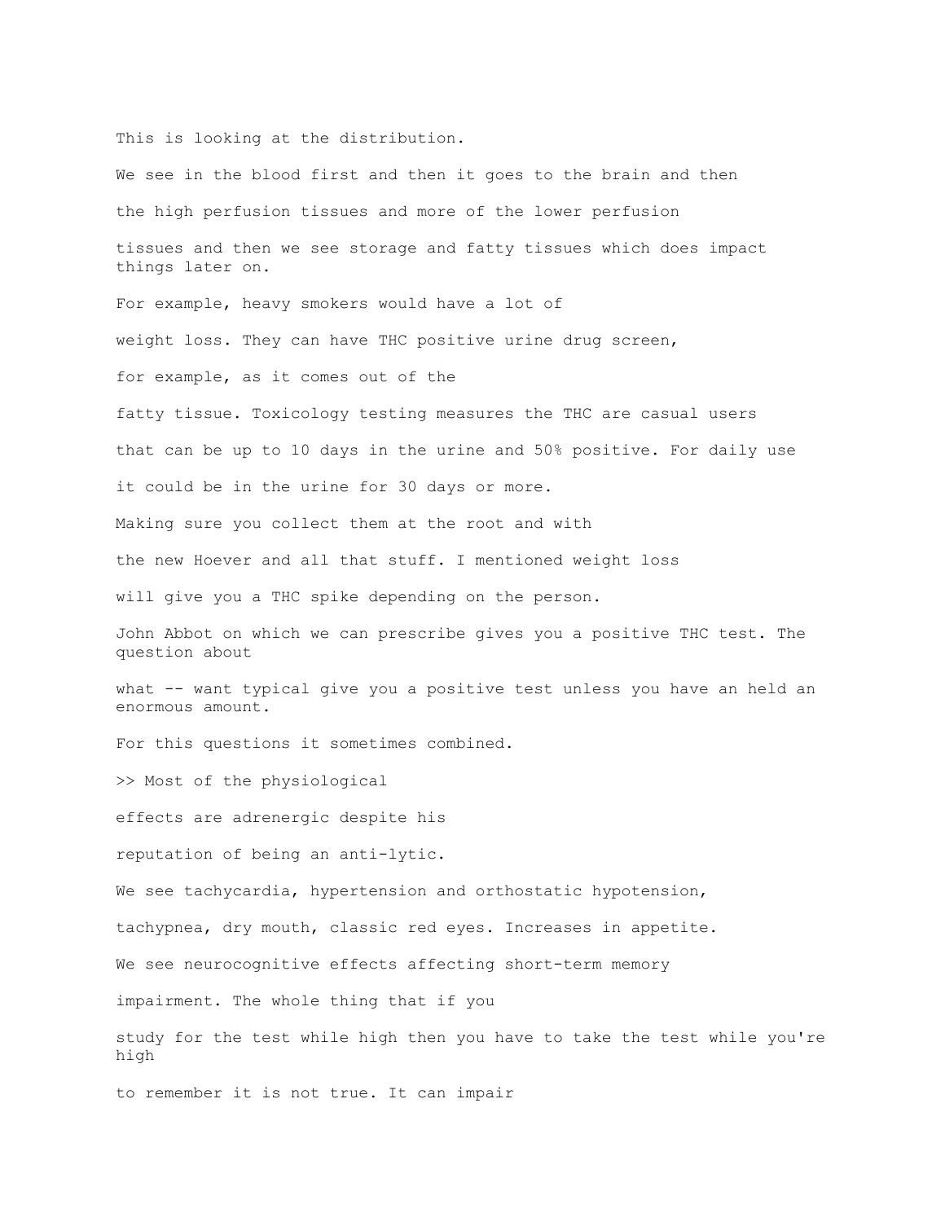This is looking at the distribution.

We see in the blood first and then it goes to the brain and then

the high perfusion tissues and more of the lower perfusion

tissues and then we see storage and fatty tissues which does impact things later on.

For example, heavy smokers would have a lot of

weight loss. They can have THC positive urine drug screen,

for example, as it comes out of the

fatty tissue. Toxicology testing measures the THC are casual users

that can be up to 10 days in the urine and 50% positive. For daily use

it could be in the urine for 30 days or more.

Making sure you collect them at the root and with

the new Hoever and all that stuff. I mentioned weight loss

will give you a THC spike depending on the person.

John Abbot on which we can prescribe gives you a positive THC test. The question about

what -- want typical give you a positive test unless you have an held an enormous amount.

For this questions it sometimes combined.

>> Most of the physiological

effects are adrenergic despite his

reputation of being an anti-lytic.

We see tachycardia, hypertension and orthostatic hypotension,

tachypnea, dry mouth, classic red eyes. Increases in appetite.

We see neurocognitive effects affecting short-term memory

impairment. The whole thing that if you

study for the test while high then you have to take the test while you're high

to remember it is not true. It can impair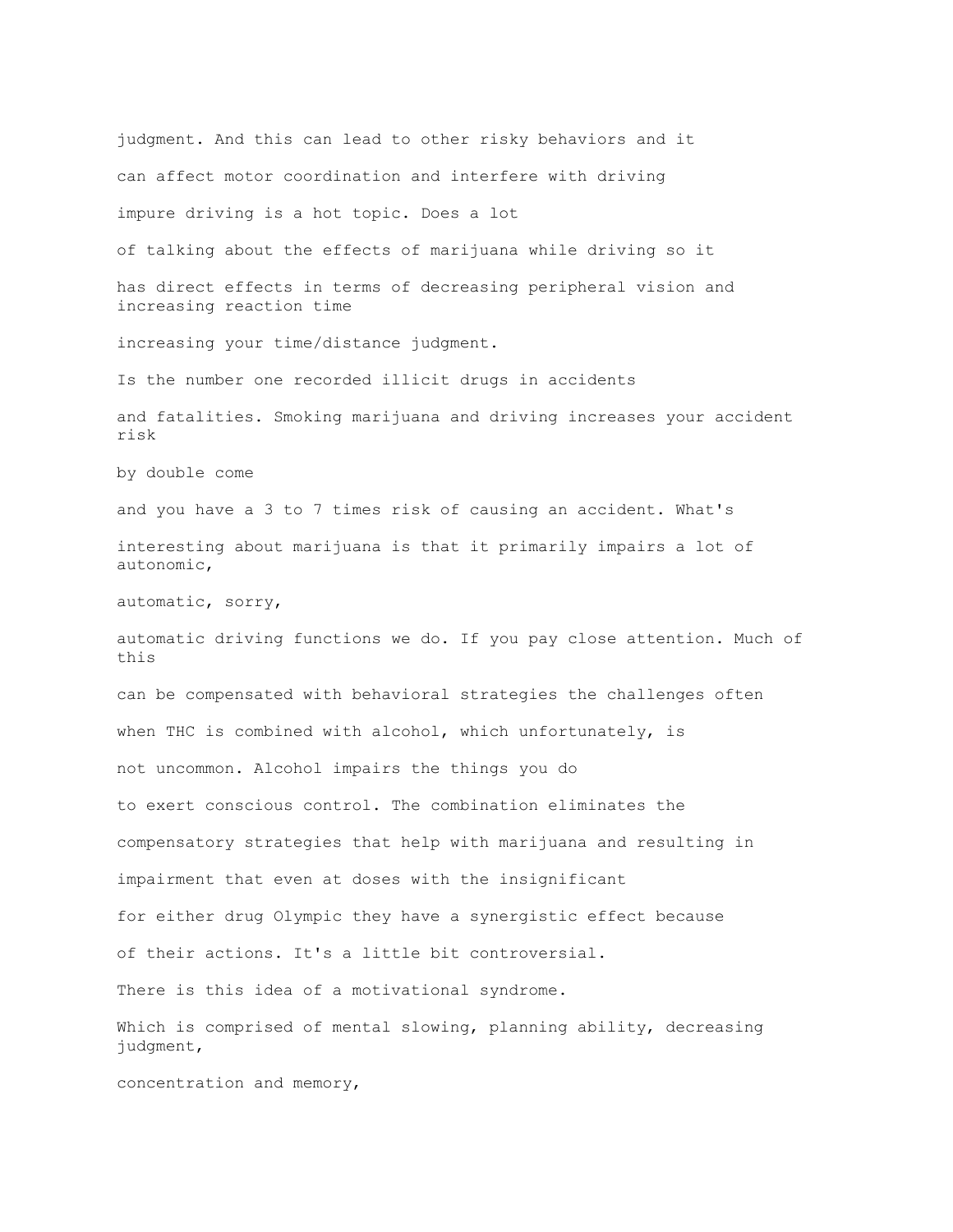judgment. And this can lead to other risky behaviors and it

can affect motor coordination and interfere with driving

impure driving is a hot topic. Does a lot

of talking about the effects of marijuana while driving so it

has direct effects in terms of decreasing peripheral vision and increasing reaction time

increasing your time/distance judgment.

Is the number one recorded illicit drugs in accidents

and fatalities. Smoking marijuana and driving increases your accident risk

by double come

and you have a 3 to 7 times risk of causing an accident. What's

interesting about marijuana is that it primarily impairs a lot of autonomic,

automatic, sorry,

automatic driving functions we do. If you pay close attention. Much of this

can be compensated with behavioral strategies the challenges often

when THC is combined with alcohol, which unfortunately, is

not uncommon. Alcohol impairs the things you do

to exert conscious control. The combination eliminates the

compensatory strategies that help with marijuana and resulting in

impairment that even at doses with the insignificant

for either drug Olympic they have a synergistic effect because

of their actions. It's a little bit controversial.

There is this idea of a motivational syndrome.

Which is comprised of mental slowing, planning ability, decreasing judgment,

concentration and memory,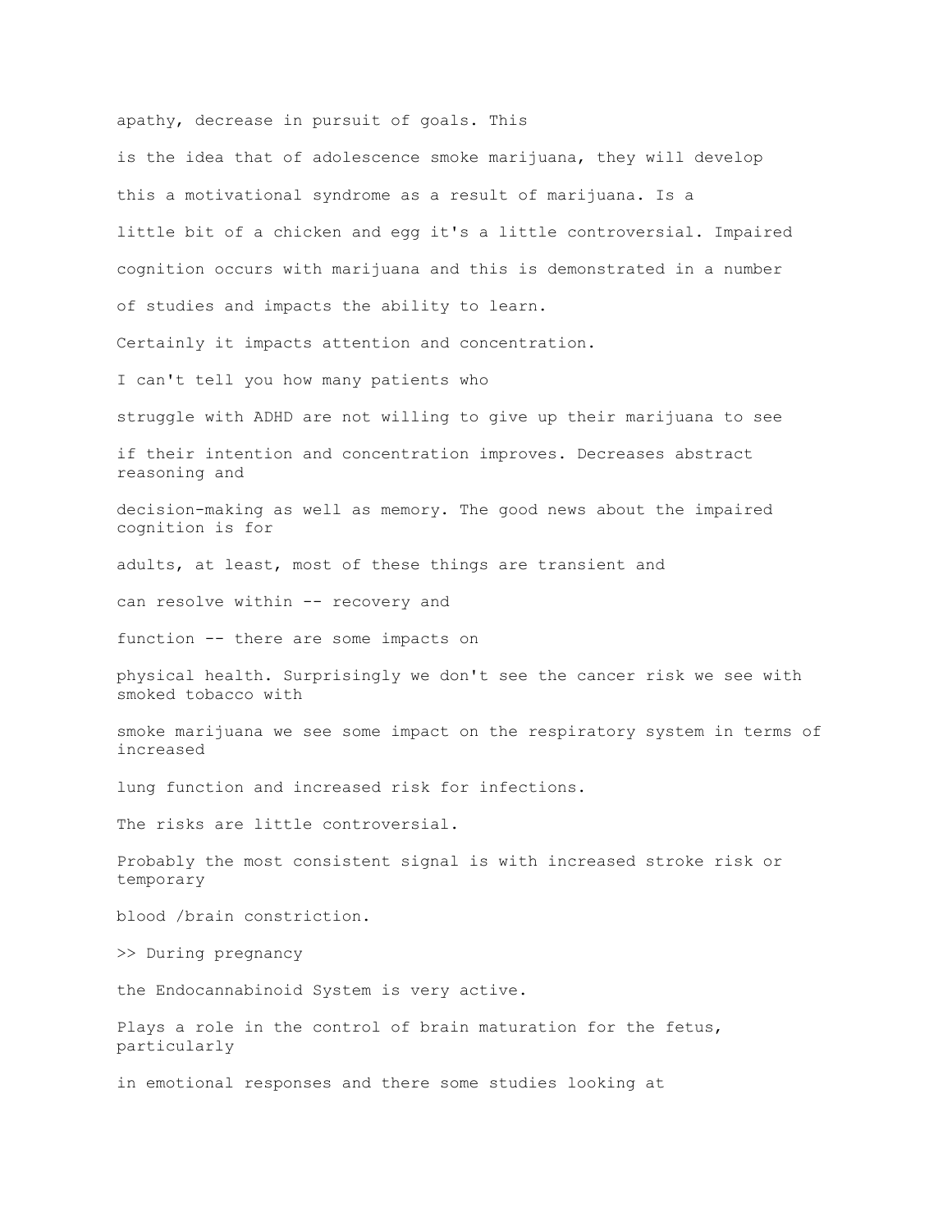apathy, decrease in pursuit of goals. This

is the idea that of adolescence smoke marijuana, they will develop

this a motivational syndrome as a result of marijuana. Is a

little bit of a chicken and egg it's a little controversial. Impaired

cognition occurs with marijuana and this is demonstrated in a number

of studies and impacts the ability to learn.

Certainly it impacts attention and concentration.

I can't tell you how many patients who

struggle with ADHD are not willing to give up their marijuana to see

if their intention and concentration improves. Decreases abstract reasoning and

decision-making as well as memory. The good news about the impaired cognition is for

adults, at least, most of these things are transient and

can resolve within -- recovery and

function -- there are some impacts on

physical health. Surprisingly we don't see the cancer risk we see with smoked tobacco with

smoke marijuana we see some impact on the respiratory system in terms of increased

lung function and increased risk for infections.

The risks are little controversial.

Probably the most consistent signal is with increased stroke risk or temporary

blood /brain constriction.

>> During pregnancy

the Endocannabinoid System is very active.

Plays a role in the control of brain maturation for the fetus, particularly

in emotional responses and there some studies looking at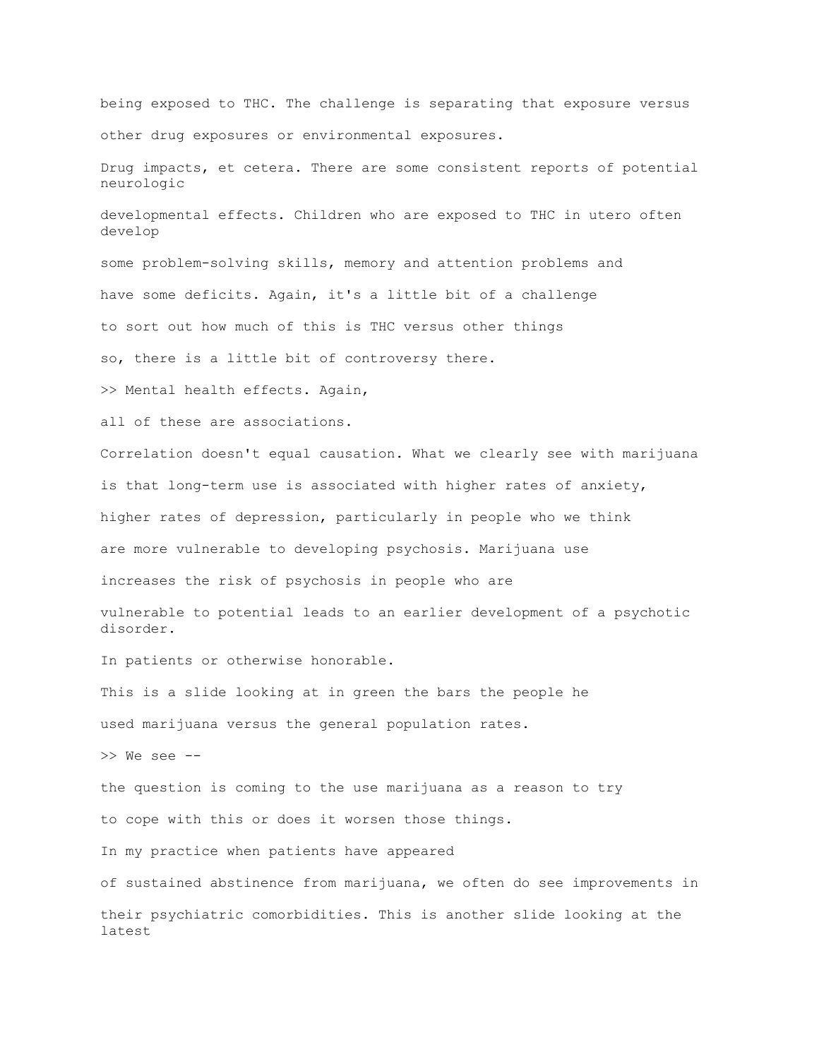being exposed to THC. The challenge is separating that exposure versus

other drug exposures or environmental exposures.

Drug impacts, et cetera. There are some consistent reports of potential neurologic

developmental effects. Children who are exposed to THC in utero often develop

some problem-solving skills, memory and attention problems and

have some deficits. Again, it's a little bit of a challenge

to sort out how much of this is THC versus other things

so, there is a little bit of controversy there.

>> Mental health effects. Again,

all of these are associations.

Correlation doesn't equal causation. What we clearly see with marijuana

is that long-term use is associated with higher rates of anxiety,

higher rates of depression, particularly in people who we think

are more vulnerable to developing psychosis. Marijuana use

increases the risk of psychosis in people who are

vulnerable to potential leads to an earlier development of a psychotic disorder.

In patients or otherwise honorable.

This is a slide looking at in green the bars the people he

used marijuana versus the general population rates.

>> We see --

the question is coming to the use marijuana as a reason to try

to cope with this or does it worsen those things.

In my practice when patients have appeared

of sustained abstinence from marijuana, we often do see improvements in

their psychiatric comorbidities. This is another slide looking at the latest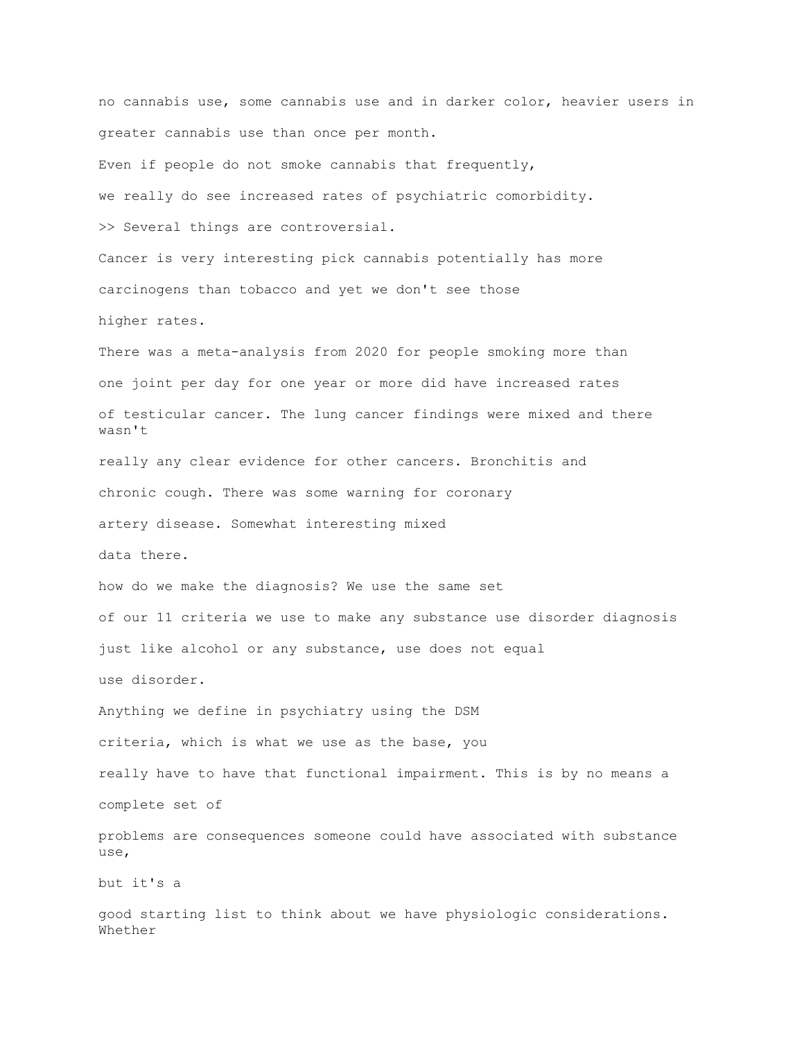no cannabis use, some cannabis use and in darker color, heavier users in greater cannabis use than once per month.

Even if people do not smoke cannabis that frequently,

we really do see increased rates of psychiatric comorbidity.

>> Several things are controversial.

Cancer is very interesting pick cannabis potentially has more carcinogens than tobacco and yet we don't see those higher rates.

There was a meta-analysis from 2020 for people smoking more than one joint per day for one year or more did have increased rates of testicular cancer. The lung cancer findings were mixed and there wasn't really any clear evidence for other cancers. Bronchitis and chronic cough. There was some warning for coronary artery disease. Somewhat interesting mixed data there.

how do we make the diagnosis? We use the same set of our 11 criteria we use to make any substance use disorder diagnosis just like alcohol or any substance, use does not equal use disorder.

Anything we define in psychiatry using the DSM criteria, which is what we use as the base, you really have to have that functional impairment. This is by no means a complete set of problems are consequences someone could have associated with substance use,

but it's a

good starting list to think about we have physiologic considerations. Whether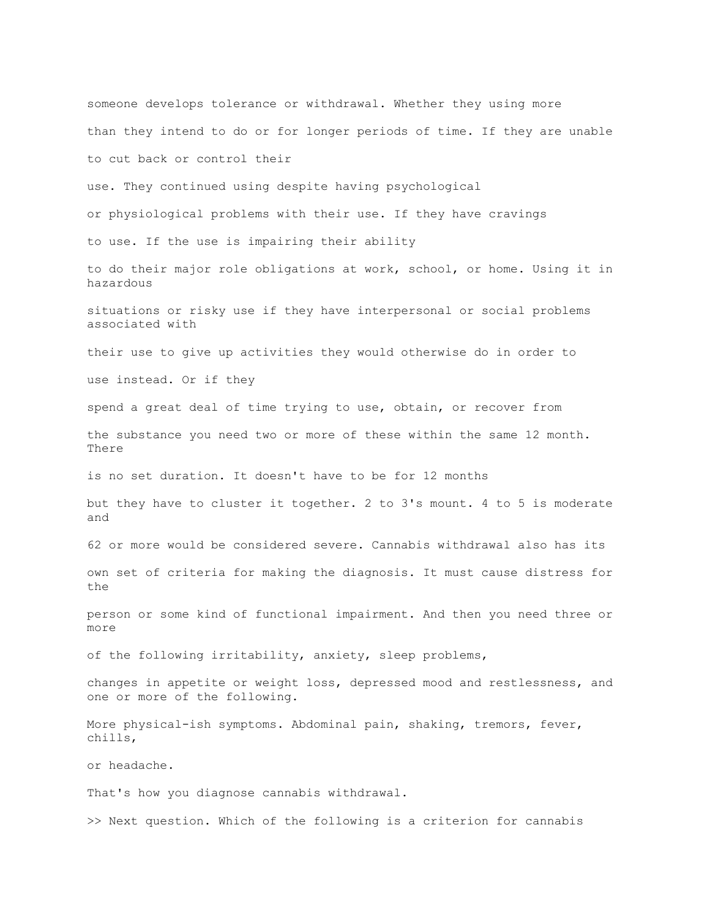someone develops tolerance or withdrawal. Whether they using more

than they intend to do or for longer periods of time. If they are unable

to cut back or control their

use. They continued using despite having psychological

or physiological problems with their use. If they have cravings

to use. If the use is impairing their ability

to do their major role obligations at work, school, or home. Using it in hazardous

situations or risky use if they have interpersonal or social problems associated with

their use to give up activities they would otherwise do in order to

use instead. Or if they

spend a great deal of time trying to use, obtain, or recover from

the substance you need two or more of these within the same 12 month. There

is no set duration. It doesn't have to be for 12 months

but they have to cluster it together. 2 to 3's mount. 4 to 5 is moderate and

62 or more would be considered severe. Cannabis withdrawal also has its

own set of criteria for making the diagnosis. It must cause distress for the

person or some kind of functional impairment. And then you need three or more

of the following irritability, anxiety, sleep problems,

changes in appetite or weight loss, depressed mood and restlessness, and one or more of the following.

More physical-ish symptoms. Abdominal pain, shaking, tremors, fever, chills,

or headache.

That's how you diagnose cannabis withdrawal.

>> Next question. Which of the following is a criterion for cannabis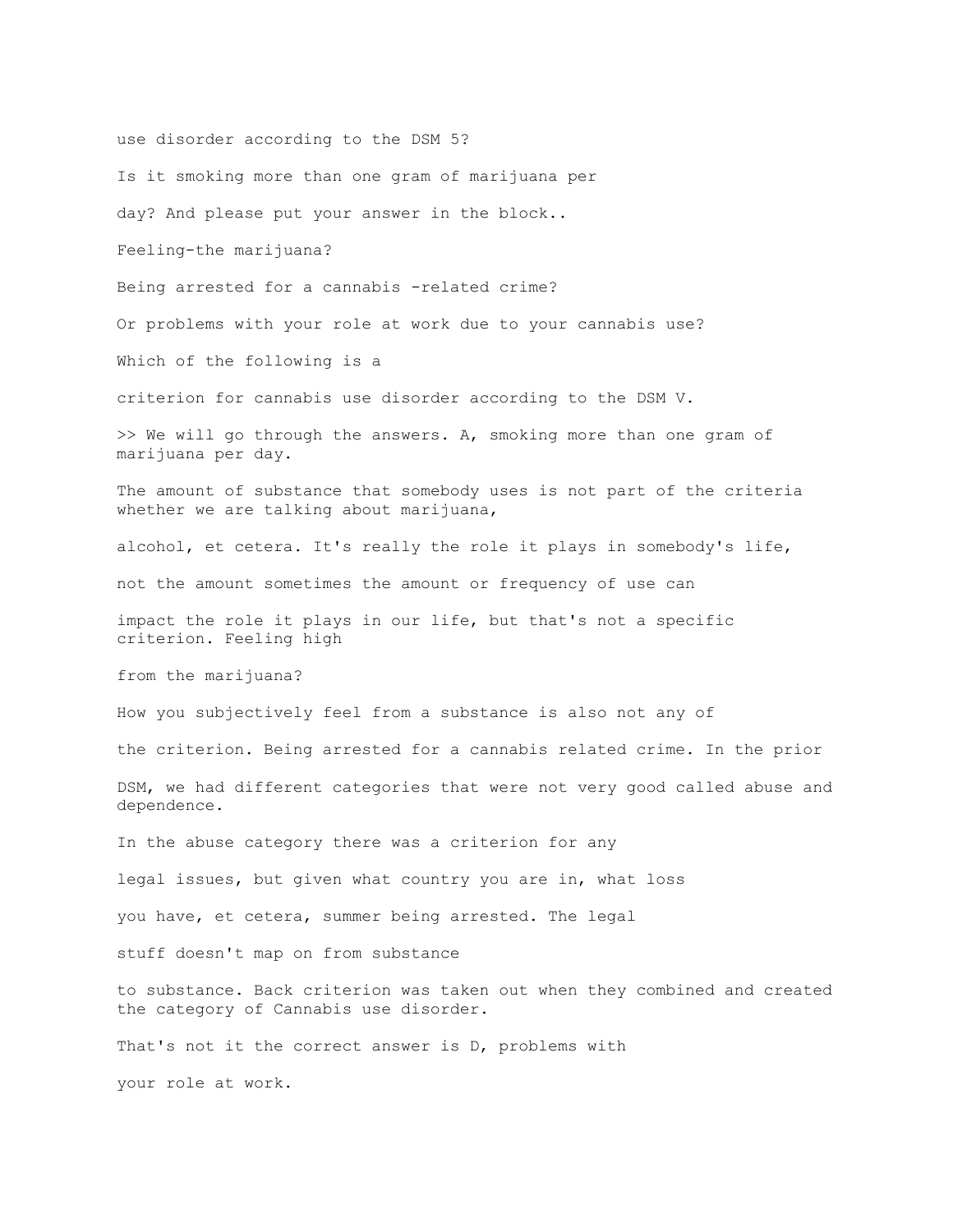use disorder according to the DSM 5?

Is it smoking more than one gram of marijuana per

day? And please put your answer in the block..

Feeling-the marijuana?

Being arrested for a cannabis -related crime?

Or problems with your role at work due to your cannabis use?

Which of the following is a

criterion for cannabis use disorder according to the DSM V.

>> We will go through the answers. A, smoking more than one gram of marijuana per day.

The amount of substance that somebody uses is not part of the criteria whether we are talking about marijuana,

alcohol, et cetera. It's really the role it plays in somebody's life,

not the amount sometimes the amount or frequency of use can

impact the role it plays in our life, but that's not a specific criterion. Feeling high

from the marijuana?

How you subjectively feel from a substance is also not any of

the criterion. Being arrested for a cannabis related crime. In the prior

DSM, we had different categories that were not very good called abuse and dependence.

In the abuse category there was a criterion for any

legal issues, but given what country you are in, what loss

you have, et cetera, summer being arrested. The legal

stuff doesn't map on from substance

to substance. Back criterion was taken out when they combined and created the category of Cannabis use disorder.

That's not it the correct answer is D, problems with

your role at work.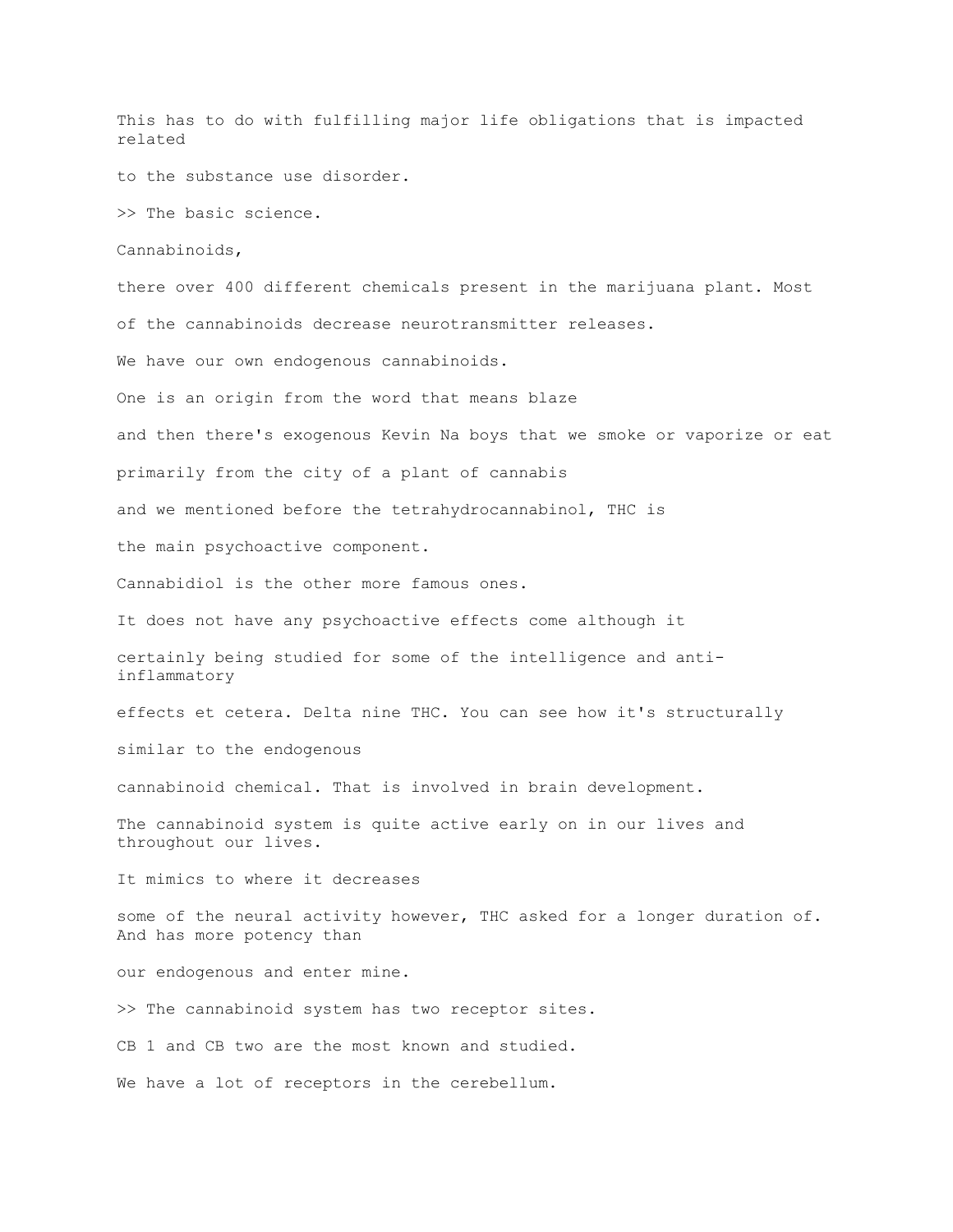This has to do with fulfilling major life obligations that is impacted related

to the substance use disorder.

>> The basic science.

Cannabinoids,

there over 400 different chemicals present in the marijuana plant. Most

of the cannabinoids decrease neurotransmitter releases.

We have our own endogenous cannabinoids.

One is an origin from the word that means blaze

and then there's exogenous Kevin Na boys that we smoke or vaporize or eat

primarily from the city of a plant of cannabis

and we mentioned before the tetrahydrocannabinol, THC is

the main psychoactive component.

Cannabidiol is the other more famous ones.

It does not have any psychoactive effects come although it

certainly being studied for some of the intelligence and anti-inflammatory

effects et cetera. Delta nine THC. You can see how it's structurally

similar to the endogenous

cannabinoid chemical. That is involved in brain development.

The cannabinoid system is quite active early on in our lives and throughout our lives.

It mimics to where it decreases

some of the neural activity however, THC asked for a longer duration of. And has more potency than

our endogenous and enter mine.

>> The cannabinoid system has two receptor sites.

CB 1 and CB two are the most known and studied.

We have a lot of receptors in the cerebellum.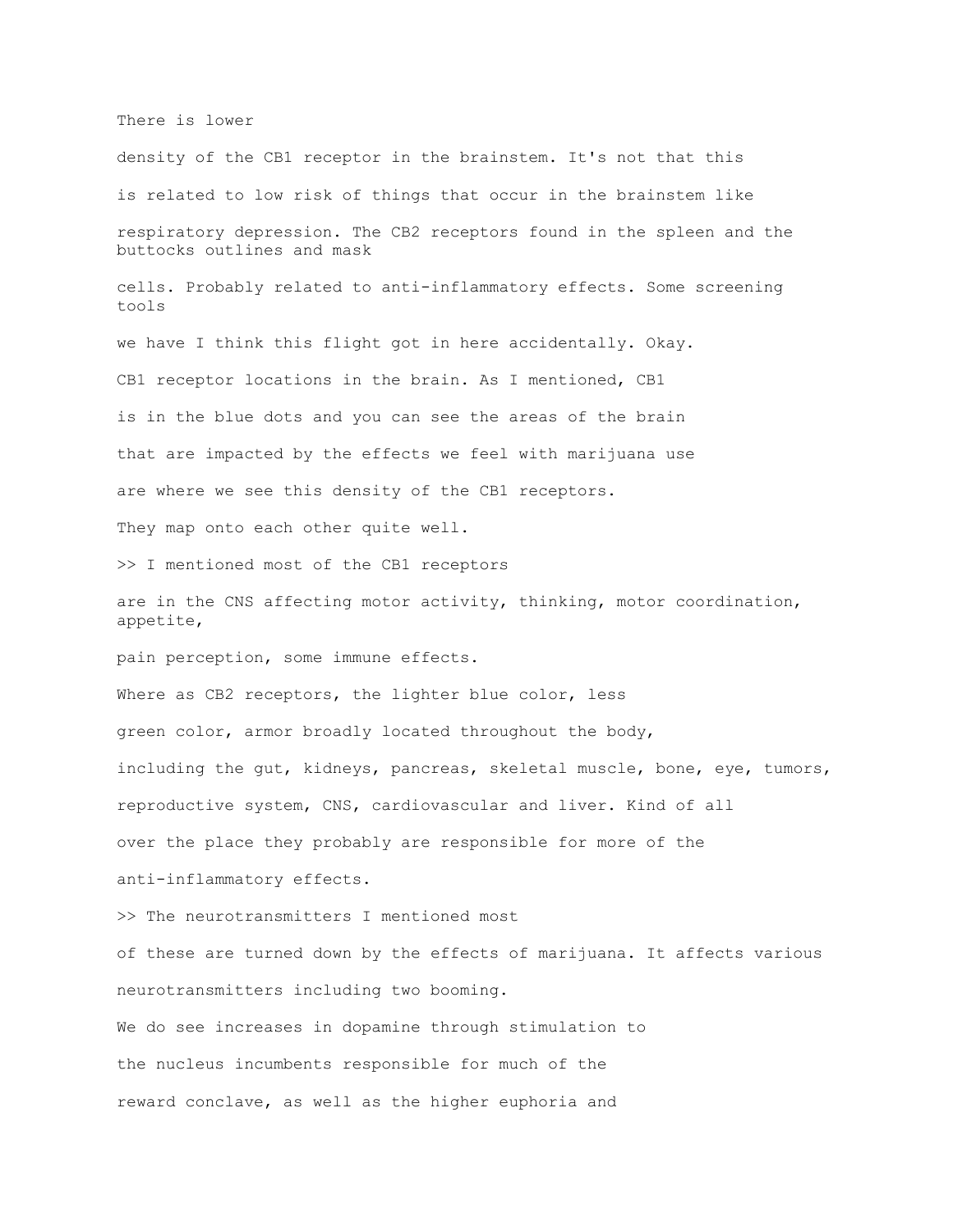There is lower

density of the CB1 receptor in the brainstem. It's not that this

is related to low risk of things that occur in the brainstem like

respiratory depression. The CB2 receptors found in the spleen and the buttocks outlines and mask

cells. Probably related to anti-inflammatory effects. Some screening tools

we have I think this flight got in here accidentally. Okay.

CB1 receptor locations in the brain. As I mentioned, CB1

is in the blue dots and you can see the areas of the brain

that are impacted by the effects we feel with marijuana use

are where we see this density of the CB1 receptors.

They map onto each other quite well.

>> I mentioned most of the CB1 receptors

are in the CNS affecting motor activity, thinking, motor coordination, appetite,

pain perception, some immune effects.

Where as CB2 receptors, the lighter blue color, less

green color, armor broadly located throughout the body,

including the gut, kidneys, pancreas, skeletal muscle, bone, eye, tumors,

reproductive system, CNS, cardiovascular and liver. Kind of all

over the place they probably are responsible for more of the

anti-inflammatory effects.

>> The neurotransmitters I mentioned most

of these are turned down by the effects of marijuana. It affects various

neurotransmitters including two booming.

We do see increases in dopamine through stimulation to

the nucleus incumbents responsible for much of the

reward conclave, as well as the higher euphoria and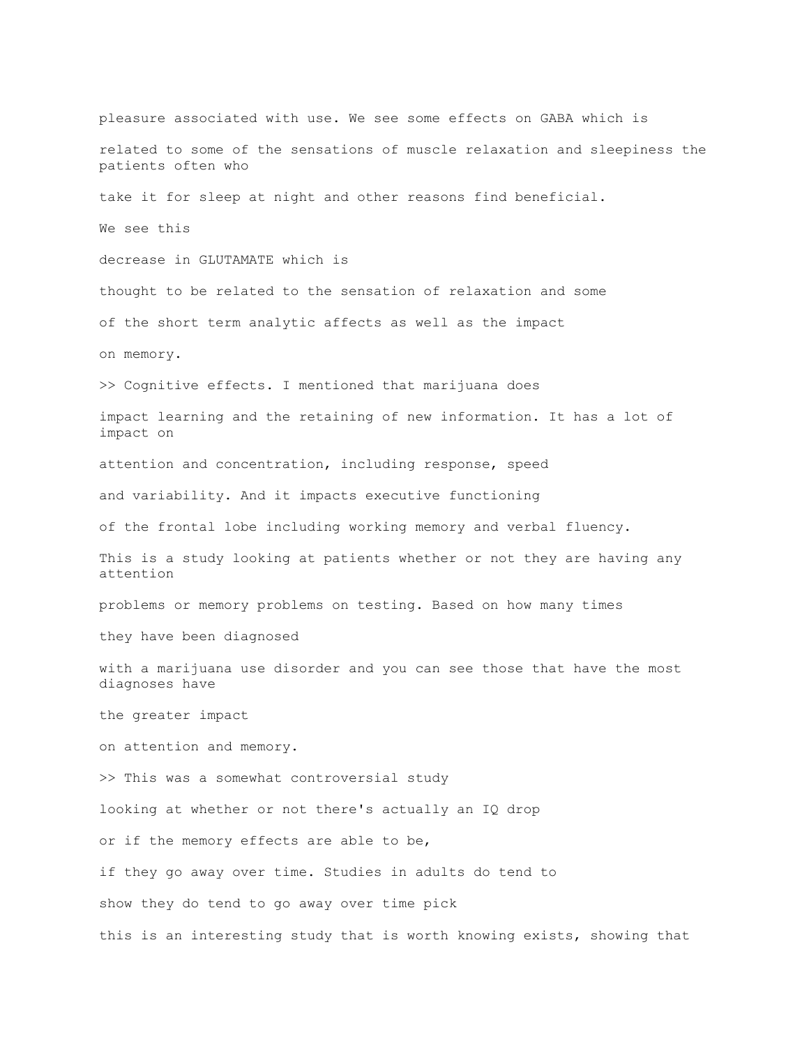pleasure associated with use. We see some effects on GABA which is

related to some of the sensations of muscle relaxation and sleepiness the patients often who

take it for sleep at night and other reasons find beneficial.

We see this

decrease in GLUTAMATE which is

thought to be related to the sensation of relaxation and some

of the short term analytic affects as well as the impact

on memory.

>> Cognitive effects. I mentioned that marijuana does

impact learning and the retaining of new information. It has a lot of impact on

attention and concentration, including response, speed

and variability. And it impacts executive functioning

of the frontal lobe including working memory and verbal fluency.

This is a study looking at patients whether or not they are having any attention

problems or memory problems on testing. Based on how many times

they have been diagnosed

with a marijuana use disorder and you can see those that have the most diagnoses have

the greater impact

on attention and memory.

>> This was a somewhat controversial study

looking at whether or not there's actually an IQ drop

or if the memory effects are able to be,

if they go away over time. Studies in adults do tend to

show they do tend to go away over time pick

this is an interesting study that is worth knowing exists, showing that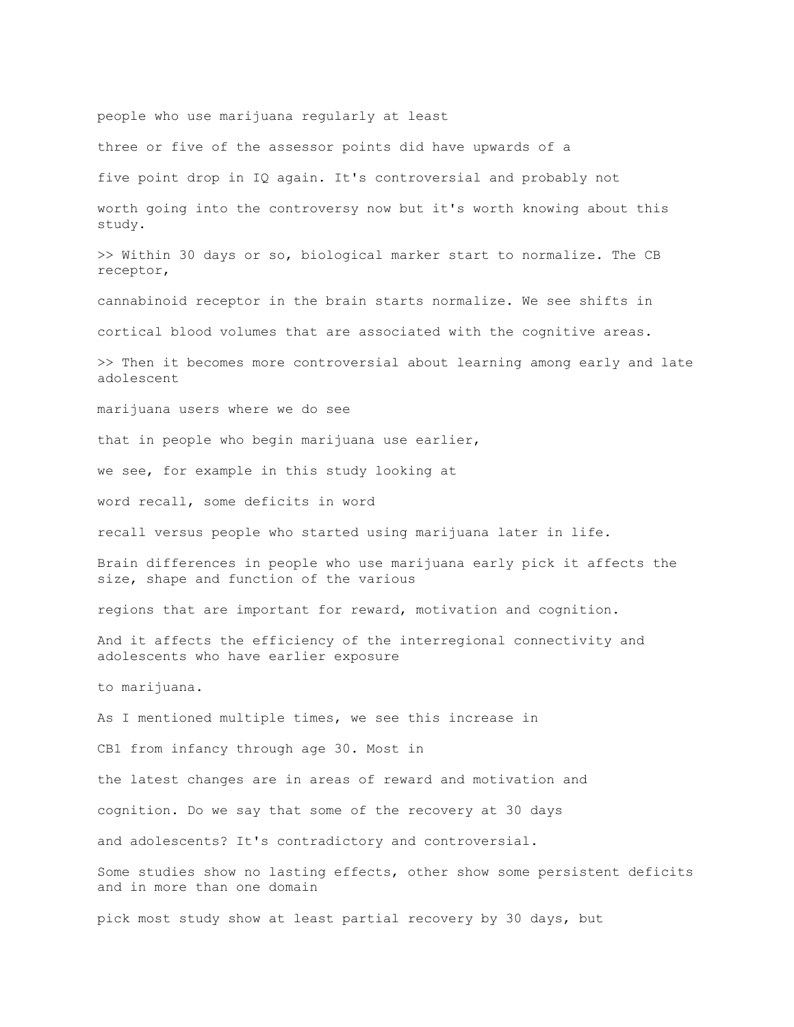people who use marijuana regularly at least

three or five of the assessor points did have upwards of a

five point drop in IQ again. It's controversial and probably not

worth going into the controversy now but it's worth knowing about this study.

>> Within 30 days or so, biological marker start to normalize. The CB receptor,

cannabinoid receptor in the brain starts normalize. We see shifts in

cortical blood volumes that are associated with the cognitive areas.

>> Then it becomes more controversial about learning among early and late adolescent

marijuana users where we do see

that in people who begin marijuana use earlier,

we see, for example in this study looking at

word recall, some deficits in word

recall versus people who started using marijuana later in life.

Brain differences in people who use marijuana early pick it affects the size, shape and function of the various

regions that are important for reward, motivation and cognition.

And it affects the efficiency of the interregional connectivity and adolescents who have earlier exposure

to marijuana.

As I mentioned multiple times, we see this increase in

CB1 from infancy through age 30. Most in

the latest changes are in areas of reward and motivation and

cognition. Do we say that some of the recovery at 30 days

and adolescents? It's contradictory and controversial.

Some studies show no lasting effects, other show some persistent deficits and in more than one domain

pick most study show at least partial recovery by 30 days, but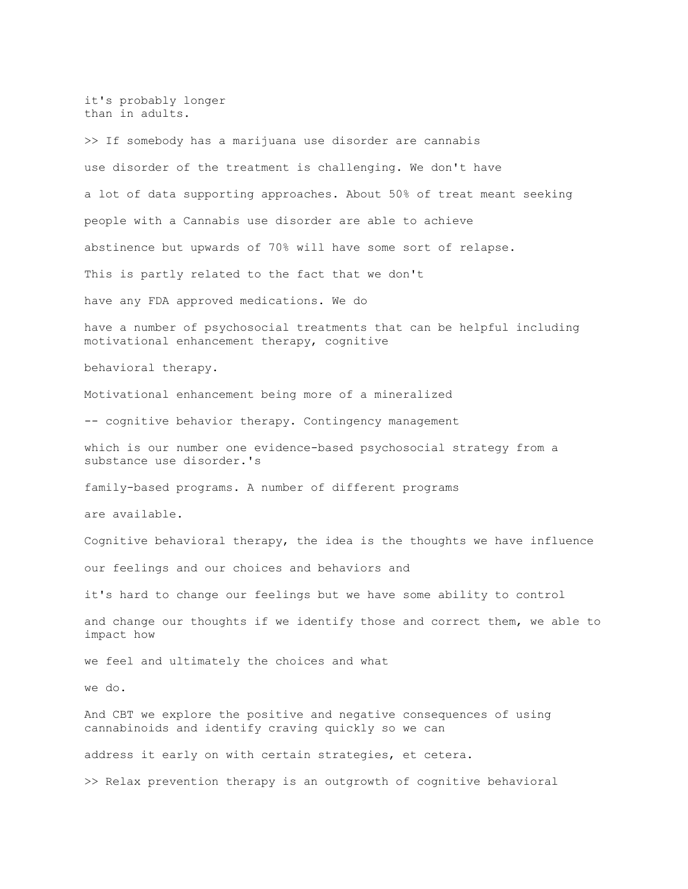it's probably longer
than in adults.

>> If somebody has a marijuana use disorder are cannabis

use disorder of the treatment is challenging. We don't have

a lot of data supporting approaches. About 50% of treat meant seeking

people with a Cannabis use disorder are able to achieve

abstinence but upwards of 70% will have some sort of relapse.

This is partly related to the fact that we don't

have any FDA approved medications. We do

have a number of psychosocial treatments that can be helpful including motivational enhancement therapy, cognitive

behavioral therapy.

Motivational enhancement being more of a mineralized

-- cognitive behavior therapy. Contingency management

which is our number one evidence-based psychosocial strategy from a substance use disorder.'s

family-based programs. A number of different programs

are available.

Cognitive behavioral therapy, the idea is the thoughts we have influence

our feelings and our choices and behaviors and

it's hard to change our feelings but we have some ability to control

and change our thoughts if we identify those and correct them, we able to impact how

we feel and ultimately the choices and what

we do.

And CBT we explore the positive and negative consequences of using cannabinoids and identify craving quickly so we can

address it early on with certain strategies, et cetera.

>> Relax prevention therapy is an outgrowth of cognitive behavioral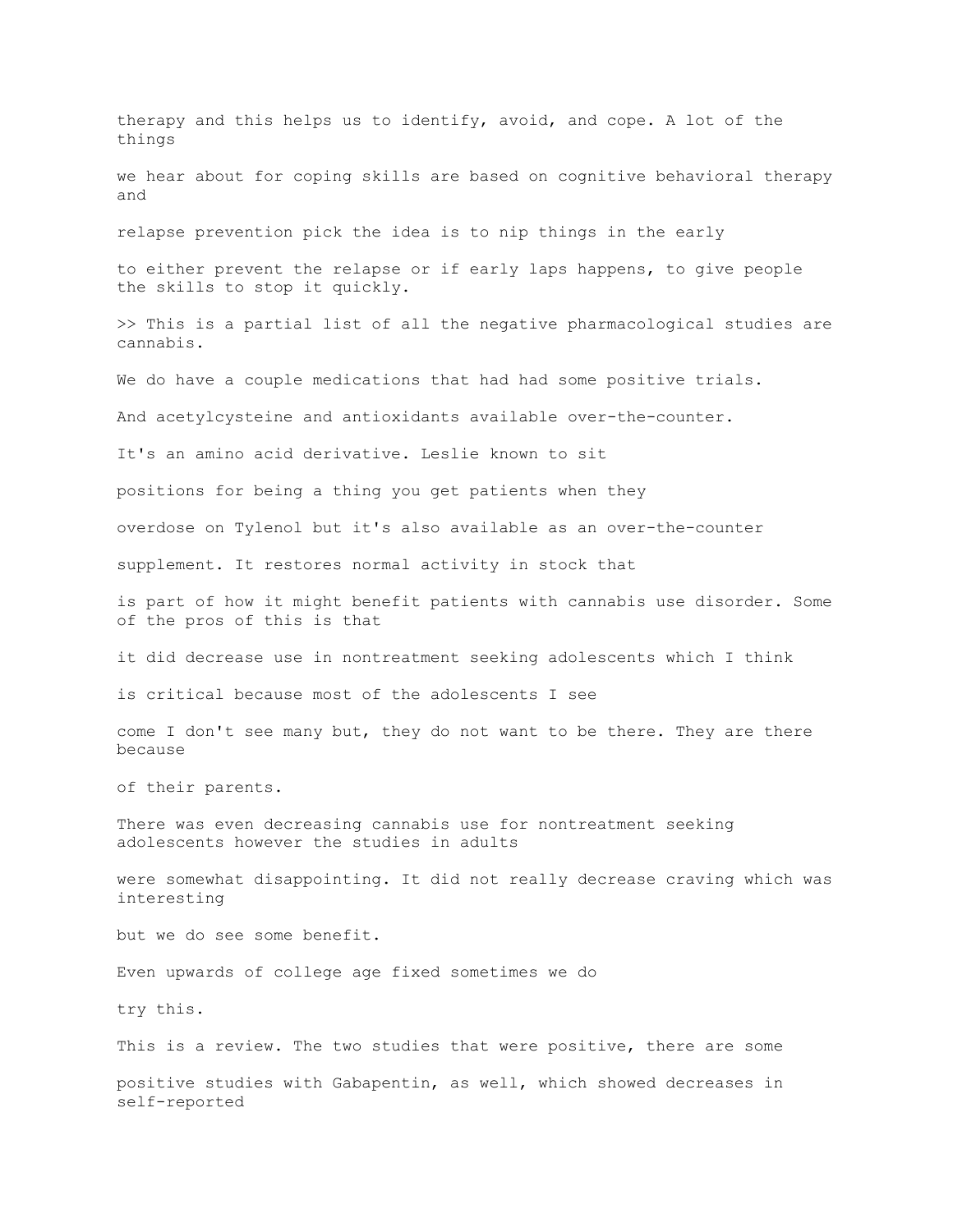therapy and this helps us to identify, avoid, and cope. A lot of the things

we hear about for coping skills are based on cognitive behavioral therapy and

relapse prevention pick the idea is to nip things in the early

to either prevent the relapse or if early laps happens, to give people the skills to stop it quickly.

>> This is a partial list of all the negative pharmacological studies are cannabis.

We do have a couple medications that had had some positive trials.

And acetylcysteine and antioxidants available over-the-counter.

It's an amino acid derivative. Leslie known to sit

positions for being a thing you get patients when they

overdose on Tylenol but it's also available as an over-the-counter

supplement. It restores normal activity in stock that

is part of how it might benefit patients with cannabis use disorder. Some of the pros of this is that

it did decrease use in nontreatment seeking adolescents which I think

is critical because most of the adolescents I see

come I don't see many but, they do not want to be there. They are there because

of their parents.

There was even decreasing cannabis use for nontreatment seeking adolescents however the studies in adults

were somewhat disappointing. It did not really decrease craving which was interesting

but we do see some benefit.

Even upwards of college age fixed sometimes we do

try this.

This is a review. The two studies that were positive, there are some

positive studies with Gabapentin, as well, which showed decreases in self-reported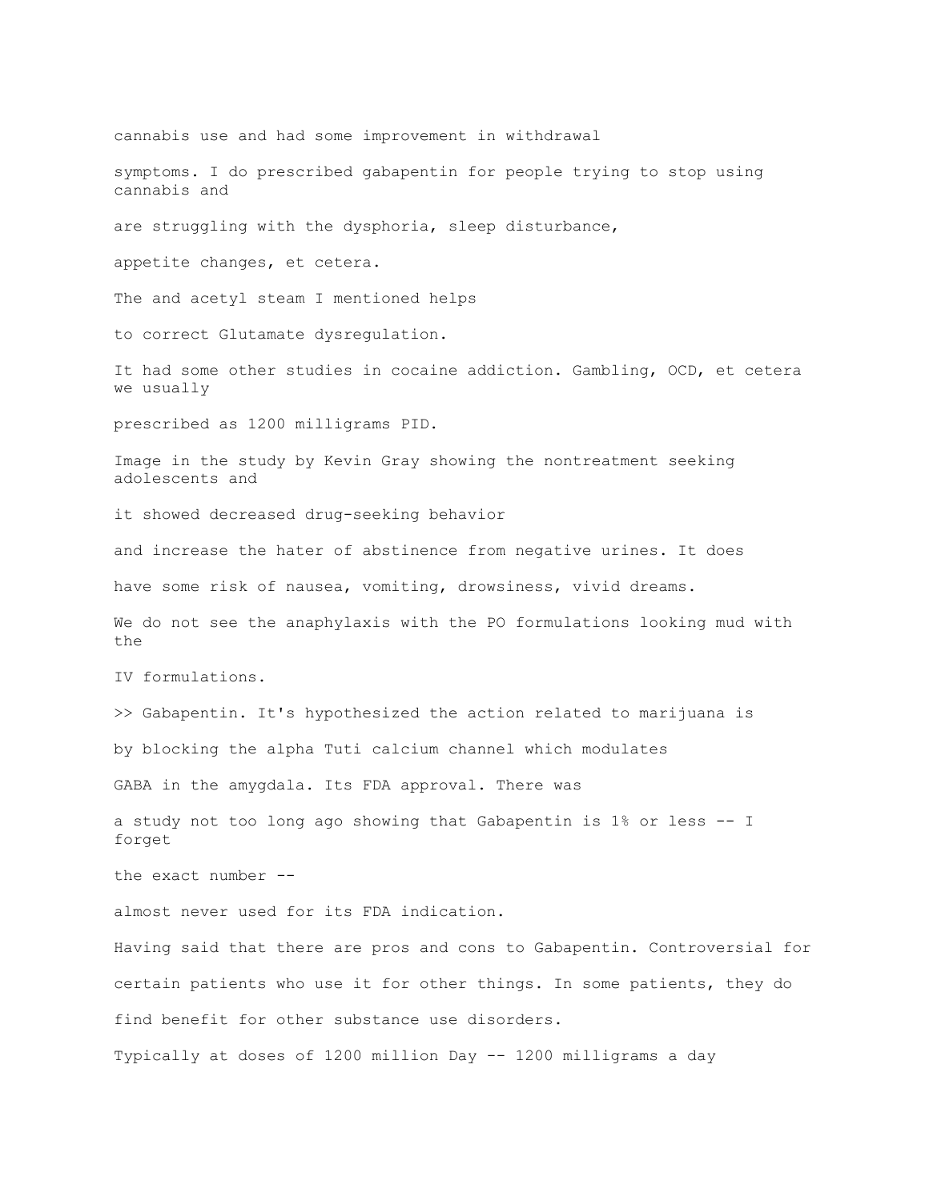cannabis use and had some improvement in withdrawal

symptoms. I do prescribed gabapentin for people trying to stop using cannabis and

are struggling with the dysphoria, sleep disturbance,

appetite changes, et cetera.

The and acetyl steam I mentioned helps

to correct Glutamate dysregulation.

It had some other studies in cocaine addiction. Gambling, OCD, et cetera we usually

prescribed as 1200 milligrams PID.

Image in the study by Kevin Gray showing the nontreatment seeking adolescents and

it showed decreased drug-seeking behavior

and increase the hater of abstinence from negative urines. It does

have some risk of nausea, vomiting, drowsiness, vivid dreams.

We do not see the anaphylaxis with the PO formulations looking mud with the

IV formulations.

>> Gabapentin. It's hypothesized the action related to marijuana is

by blocking the alpha Tuti calcium channel which modulates

GABA in the amygdala. Its FDA approval. There was

a study not too long ago showing that Gabapentin is 1% or less -- I forget

the exact number --

almost never used for its FDA indication.

Having said that there are pros and cons to Gabapentin. Controversial for

certain patients who use it for other things. In some patients, they do

find benefit for other substance use disorders.

Typically at doses of 1200 million Day -- 1200 milligrams a day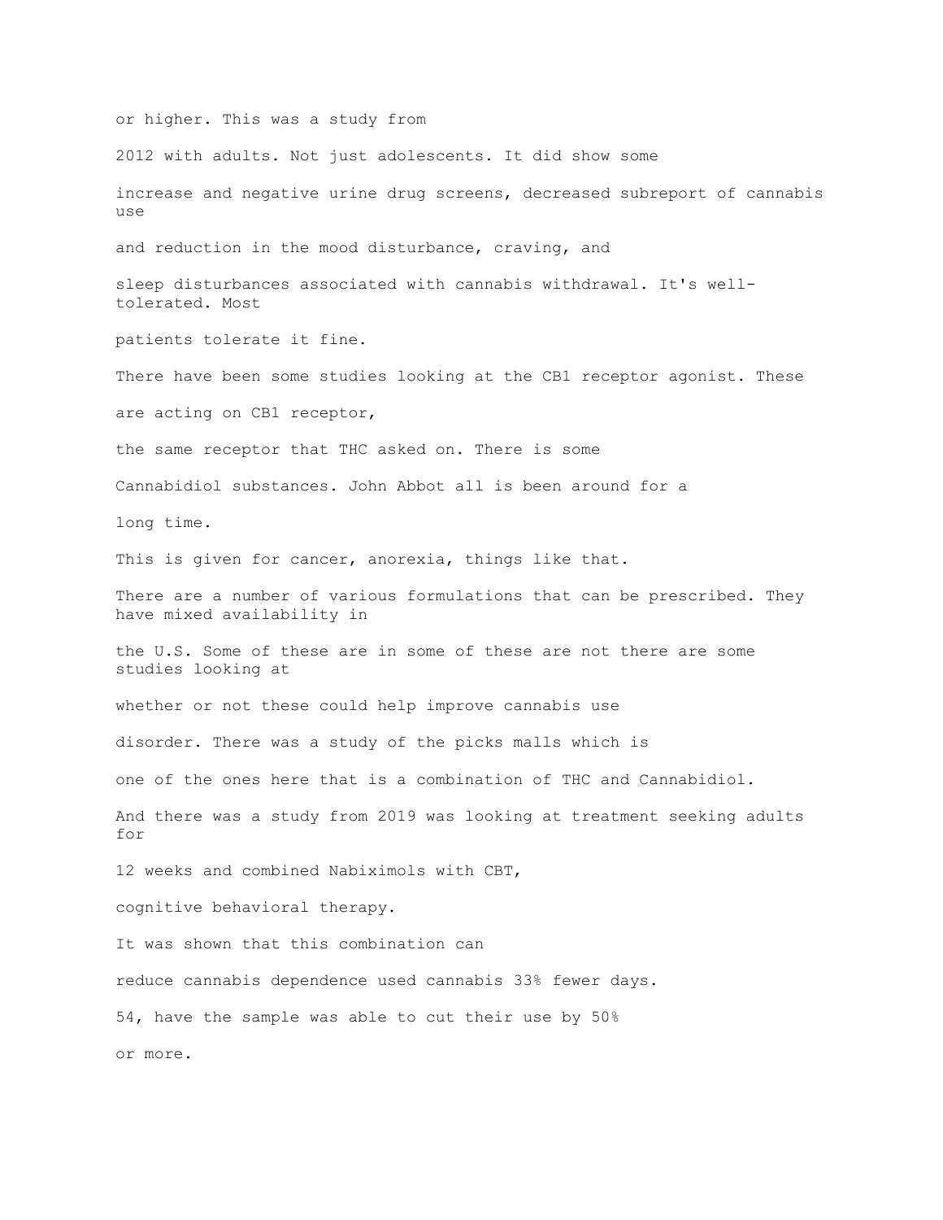or higher. This was a study from

2012 with adults. Not just adolescents. It did show some

increase and negative urine drug screens, decreased subreport of cannabis use

and reduction in the mood disturbance, craving, and

sleep disturbances associated with cannabis withdrawal. It's well-tolerated. Most

patients tolerate it fine.

There have been some studies looking at the CB1 receptor agonist. These

are acting on CB1 receptor,

the same receptor that THC asked on. There is some

Cannabidiol substances. John Abbot all is been around for a

long time.

This is given for cancer, anorexia, things like that.

There are a number of various formulations that can be prescribed. They have mixed availability in

the U.S. Some of these are in some of these are not there are some studies looking at

whether or not these could help improve cannabis use

disorder. There was a study of the picks malls which is

one of the ones here that is a combination of THC and Cannabidiol.

And there was a study from 2019 was looking at treatment seeking adults for

12 weeks and combined Nabiximols with CBT,

cognitive behavioral therapy.

It was shown that this combination can

reduce cannabis dependence used cannabis 33% fewer days.

54, have the sample was able to cut their use by 50%

or more.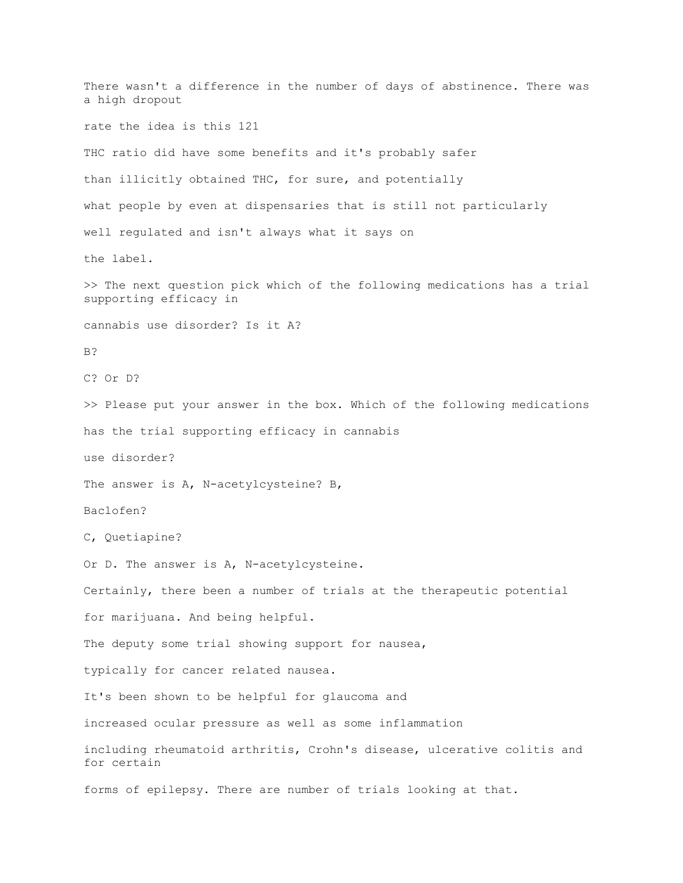There wasn't a difference in the number of days of abstinence. There was a high dropout

rate the idea is this 121

THC ratio did have some benefits and it's probably safer

than illicitly obtained THC, for sure, and potentially

what people by even at dispensaries that is still not particularly

well regulated and isn't always what it says on

the label.

>> The next question pick which of the following medications has a trial supporting efficacy in

cannabis use disorder? Is it A?

B?

C? Or D?

>> Please put your answer in the box. Which of the following medications

has the trial supporting efficacy in cannabis

use disorder?

The answer is A, N-acetylcysteine? B,

Baclofen?

C, Quetiapine?

Or D. The answer is A, N-acetylcysteine.

Certainly, there been a number of trials at the therapeutic potential

for marijuana. And being helpful.

The deputy some trial showing support for nausea,

typically for cancer related nausea.

It's been shown to be helpful for glaucoma and

increased ocular pressure as well as some inflammation

including rheumatoid arthritis, Crohn's disease, ulcerative colitis and for certain

forms of epilepsy. There are number of trials looking at that.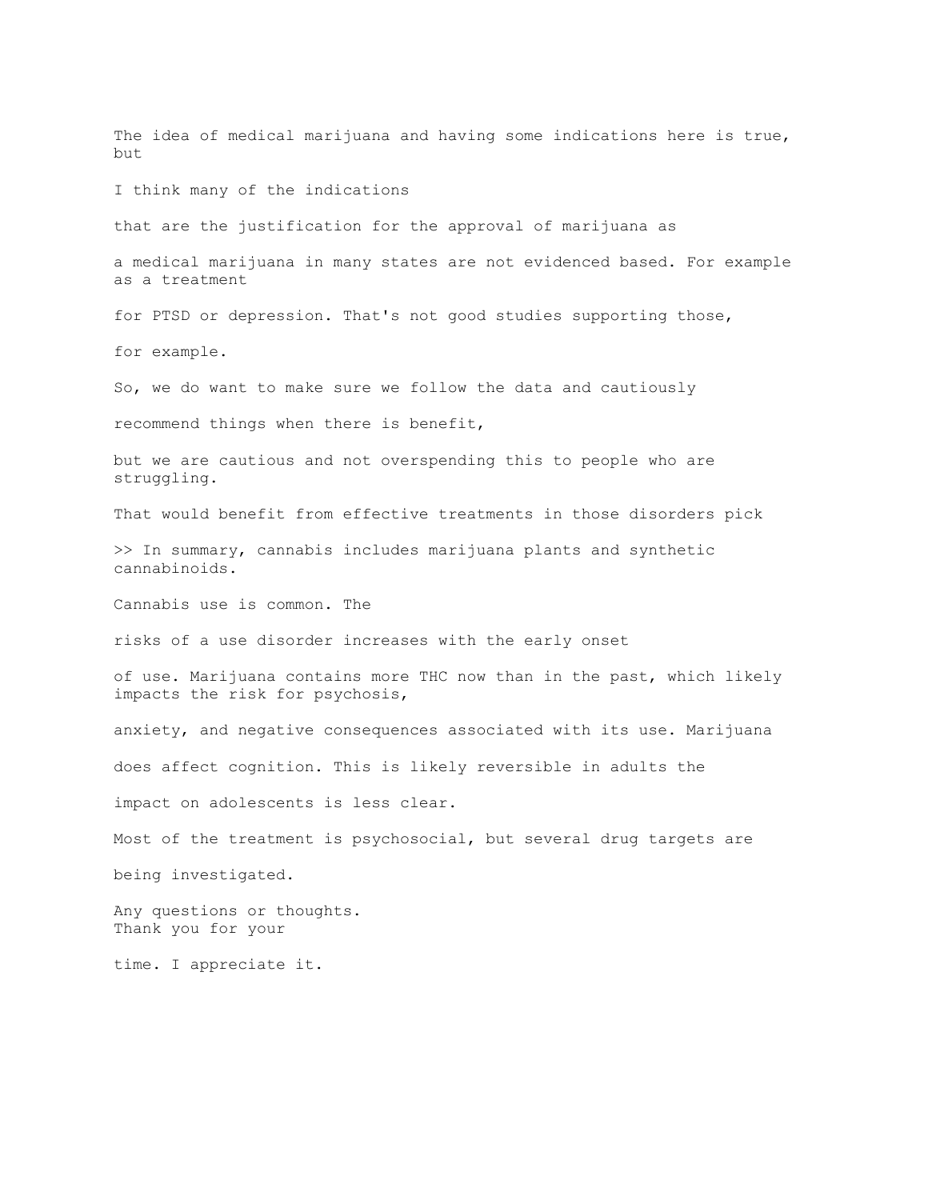The idea of medical marijuana and having some indications here is true, but

I think many of the indications

that are the justification for the approval of marijuana as

a medical marijuana in many states are not evidenced based. For example as a treatment

for PTSD or depression. That's not good studies supporting those,

for example.

So, we do want to make sure we follow the data and cautiously

recommend things when there is benefit,

but we are cautious and not overspending this to people who are struggling.

That would benefit from effective treatments in those disorders pick

>> In summary, cannabis includes marijuana plants and synthetic cannabinoids.

Cannabis use is common. The

risks of a use disorder increases with the early onset

of use. Marijuana contains more THC now than in the past, which likely impacts the risk for psychosis,

anxiety, and negative consequences associated with its use. Marijuana

does affect cognition. This is likely reversible in adults the

impact on adolescents is less clear.

Most of the treatment is psychosocial, but several drug targets are

being investigated.

Any questions or thoughts.
Thank you for your

time. I appreciate it.